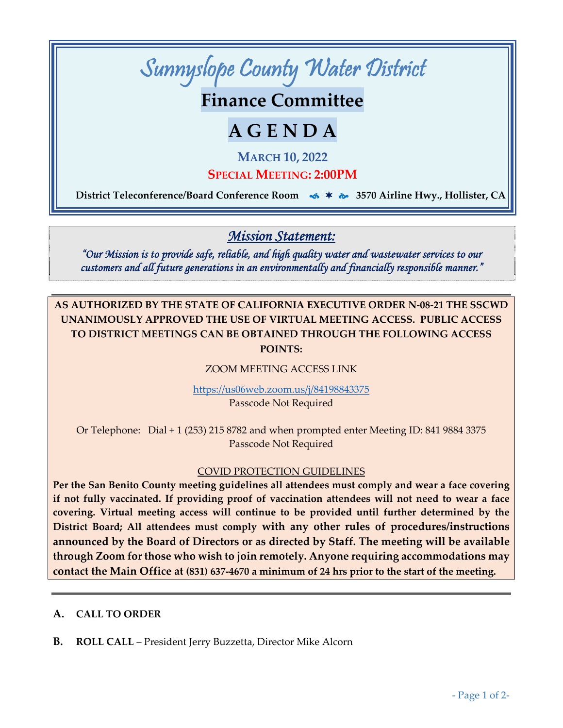# Sunnyslope County Water District

## Finance Committee

## A G E N D A

**MARCH 10, 2022**

**SPECIAL MEETING: 2:00PM**

**District Teleconference/Board Conference Room ✶ 3570 Airline Hwy., Hollister, CA**

---

## *Mission Statement:*

*"Our Mission is to provide safe, reliable, and high quality water and wastewater services to our customers and all future generations in an environmentally and financially responsible manner."*

---

**AS AUTHORIZED BY THE STATE OF CALIFORNIA EXECUTIVE ORDER N-08-21 THE SSCWD UNANIMOUSLY APPROVED THE USE OF VIRTUAL MEETING ACCESS. PUBLIC ACCESS TO DISTRICT MEETINGS CAN BE OBTAINED THROUGH THE FOLLOWING ACCESS POINTS:**

ZOOM MEETING ACCESS LINK

https://us06web.zoom.us/j/84198843375
Passcode Not Required

Or Telephone: Dial + 1 (253) 215 8782 and when prompted enter Meeting ID: 841 9884 3375
Passcode Not Required

COVID PROTECTION GUIDELINES

**Per the San Benito County meeting guidelines all attendees must comply and wear a face covering if not fully vaccinated. If providing proof of vaccination attendees will not need to wear a face covering. Virtual meeting access will continue to be provided until further determined by the District Board; All attendees must comply with any other rules of procedures/instructions announced by the Board of Directors or as directed by Staff. The meeting will be available through Zoom for those who wish to join remotely. Anyone requiring accommodations may contact the Main Office at (831) 637-4670 a minimum of 24 hrs prior to the start of the meeting.**

---

**A. CALL TO ORDER**

**B. ROLL CALL** – President Jerry Buzzetta, Director Mike Alcorn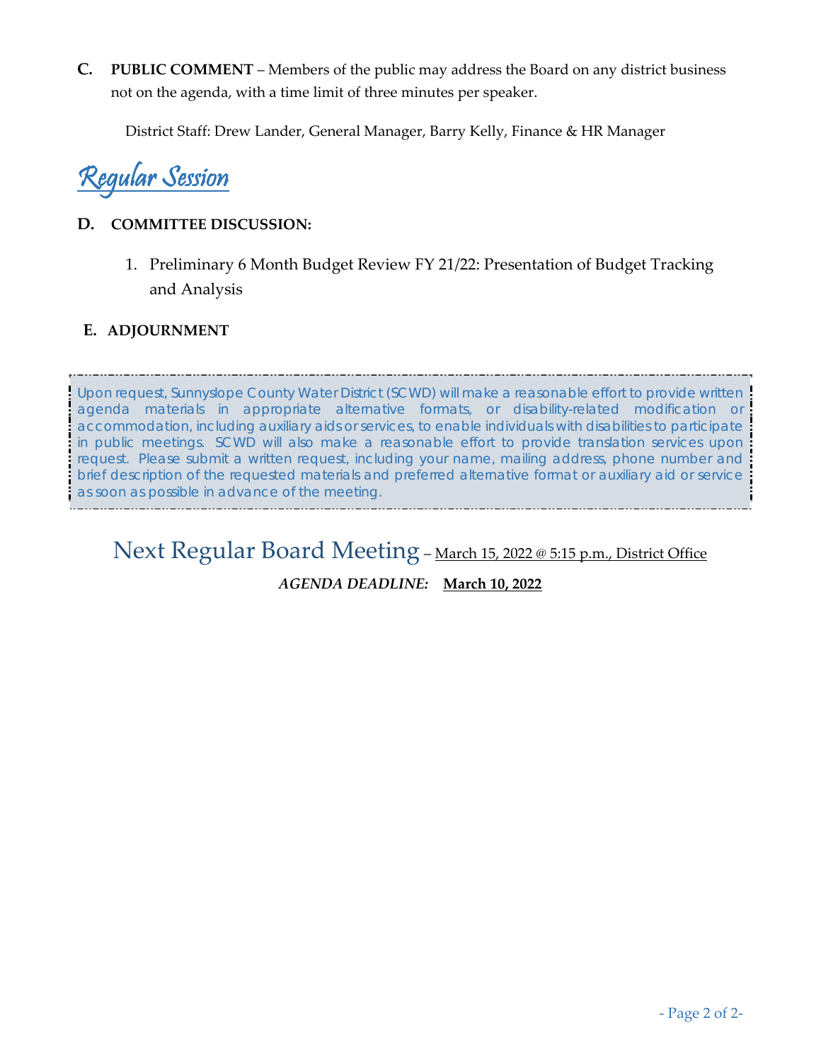**C. PUBLIC COMMENT** – Members of the public may address the Board on any district business not on the agenda, with a time limit of three minutes per speaker.

District Staff: Drew Lander, General Manager, Barry Kelly, Finance & HR Manager

# Regular Session

**D. COMMITTEE DISCUSSION:**

1. Preliminary 6 Month Budget Review FY 21/22: Presentation of Budget Tracking and Analysis

**E. ADJOURNMENT**

Upon request, Sunnyslope County Water District (SCWD) will make a reasonable effort to provide written agenda materials in appropriate alternative formats, or disability-related modification or accommodation, including auxiliary aids or services, to enable individuals with disabilities to participate in public meetings. SCWD will also make a reasonable effort to provide translation services upon request. Please submit a written request, including your name, mailing address, phone number and brief description of the requested materials and preferred alternative format or auxiliary aid or service as soon as possible in advance of the meeting.

## Next Regular Board Meeting – March 15, 2022 @ 5:15 p.m., District Office

***AGENDA DEADLINE:*** **March 10, 2022**